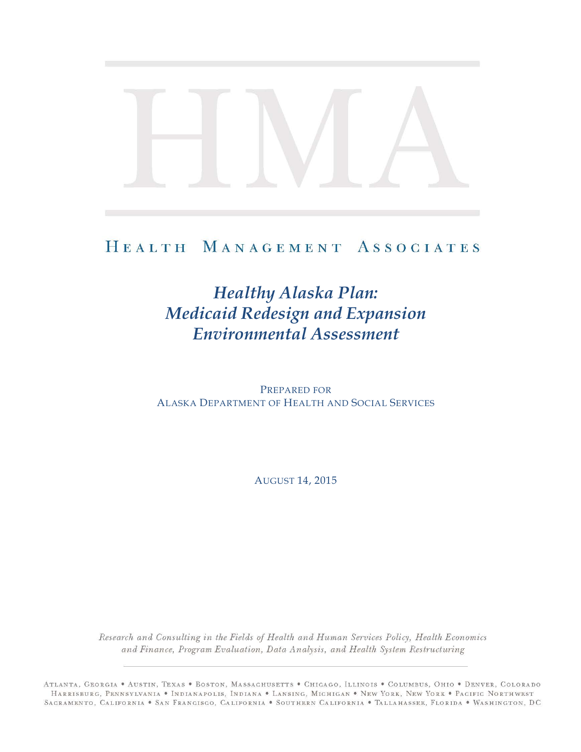# HMA

HEALTH MANAGEMENT ASSOCIATES

## *Healthy Alaska Plan: Medicaid Redesign and Expansion Environmental Assessment*

PREPARED FOR
ALASKA DEPARTMENT OF HEALTH AND SOCIAL SERVICES

AUGUST 14, 2015

*Research and Consulting in the Fields of Health and Human Services Policy, Health Economics and Finance, Program Evaluation, Data Analysis, and Health System Restructuring*

ATLANTA, GEORGIA • AUSTIN, TEXAS • BOSTON, MASSACHUSETTS • CHICAGO, ILLINOIS • COLUMBUS, OHIO • DENVER, COLORADO
HARRISBURG, PENNSYLVANIA • INDIANAPOLIS, INDIANA • LANSING, MICHIGAN • NEW YORK, NEW YORK • PACIFIC NORTHWEST
SACRAMENTO, CALIFORNIA • SAN FRANCISCO, CALIFORNIA • SOUTHERN CALIFORNIA • TALLAHASSEE, FLORIDA • WASHINGTON, DC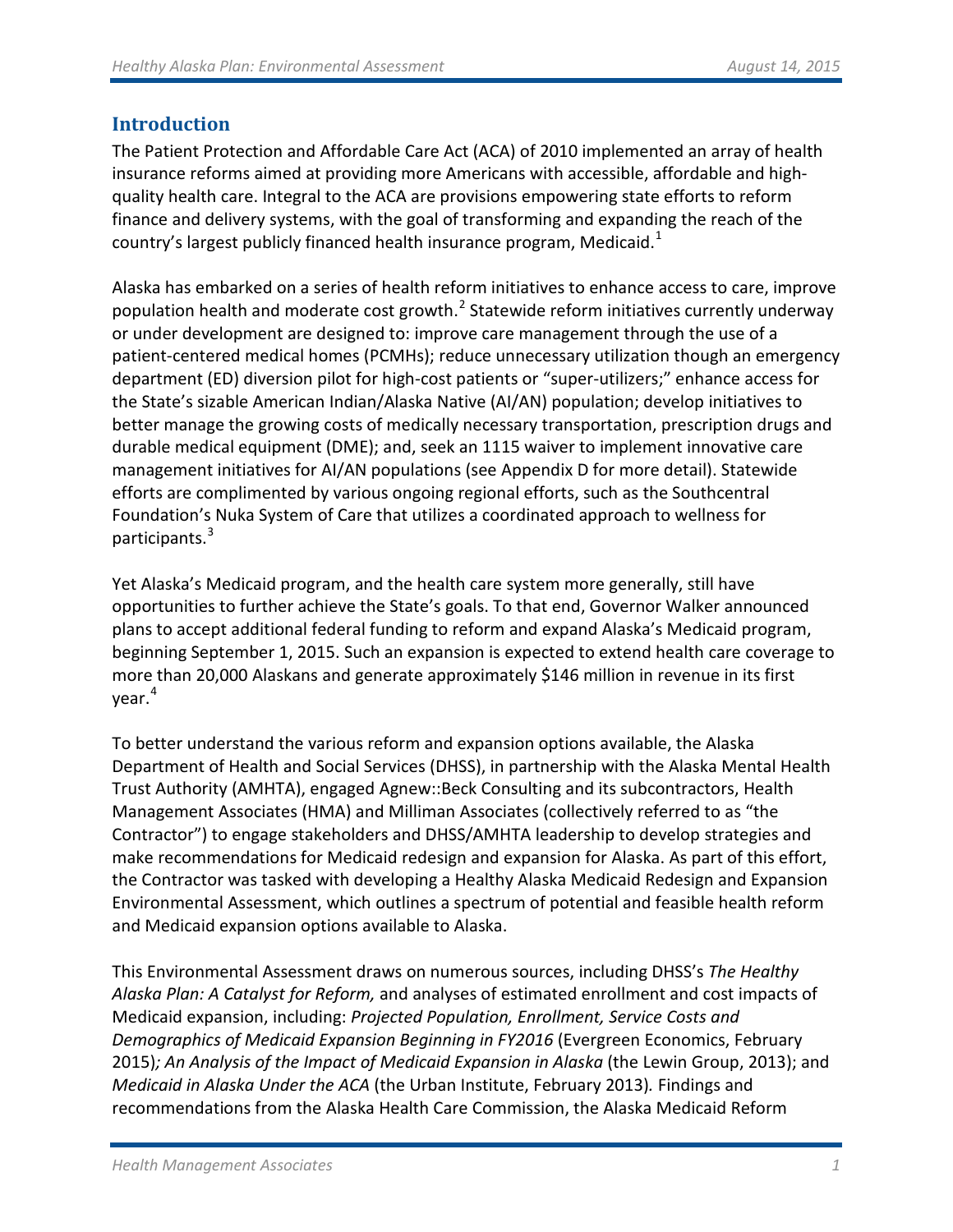## Introduction

The Patient Protection and Affordable Care Act (ACA) of 2010 implemented an array of health insurance reforms aimed at providing more Americans with accessible, affordable and high-quality health care. Integral to the ACA are provisions empowering state efforts to reform finance and delivery systems, with the goal of transforming and expanding the reach of the country's largest publicly financed health insurance program, Medicaid.[1]

Alaska has embarked on a series of health reform initiatives to enhance access to care, improve population health and moderate cost growth.[2] Statewide reform initiatives currently underway or under development are designed to: improve care management through the use of a patient-centered medical homes (PCMHs); reduce unnecessary utilization though an emergency department (ED) diversion pilot for high-cost patients or "super-utilizers;" enhance access for the State's sizable American Indian/Alaska Native (AI/AN) population; develop initiatives to better manage the growing costs of medically necessary transportation, prescription drugs and durable medical equipment (DME); and, seek an 1115 waiver to implement innovative care management initiatives for AI/AN populations (see Appendix D for more detail). Statewide efforts are complimented by various ongoing regional efforts, such as the Southcentral Foundation's Nuka System of Care that utilizes a coordinated approach to wellness for participants.[3]

Yet Alaska's Medicaid program, and the health care system more generally, still have opportunities to further achieve the State's goals. To that end, Governor Walker announced plans to accept additional federal funding to reform and expand Alaska's Medicaid program, beginning September 1, 2015. Such an expansion is expected to extend health care coverage to more than 20,000 Alaskans and generate approximately $146 million in revenue in its first year.[4]

To better understand the various reform and expansion options available, the Alaska Department of Health and Social Services (DHSS), in partnership with the Alaska Mental Health Trust Authority (AMHTA), engaged Agnew::Beck Consulting and its subcontractors, Health Management Associates (HMA) and Milliman Associates (collectively referred to as "the Contractor") to engage stakeholders and DHSS/AMHTA leadership to develop strategies and make recommendations for Medicaid redesign and expansion for Alaska. As part of this effort, the Contractor was tasked with developing a Healthy Alaska Medicaid Redesign and Expansion Environmental Assessment, which outlines a spectrum of potential and feasible health reform and Medicaid expansion options available to Alaska.

This Environmental Assessment draws on numerous sources, including DHSS's *The Healthy Alaska Plan: A Catalyst for Reform,* and analyses of estimated enrollment and cost impacts of Medicaid expansion, including: *Projected Population, Enrollment, Service Costs and Demographics of Medicaid Expansion Beginning in FY2016* (Evergreen Economics, February 2015)*; An Analysis of the Impact of Medicaid Expansion in Alaska* (the Lewin Group, 2013); and *Medicaid in Alaska Under the ACA* (the Urban Institute, February 2013)*.* Findings and recommendations from the Alaska Health Care Commission, the Alaska Medicaid Reform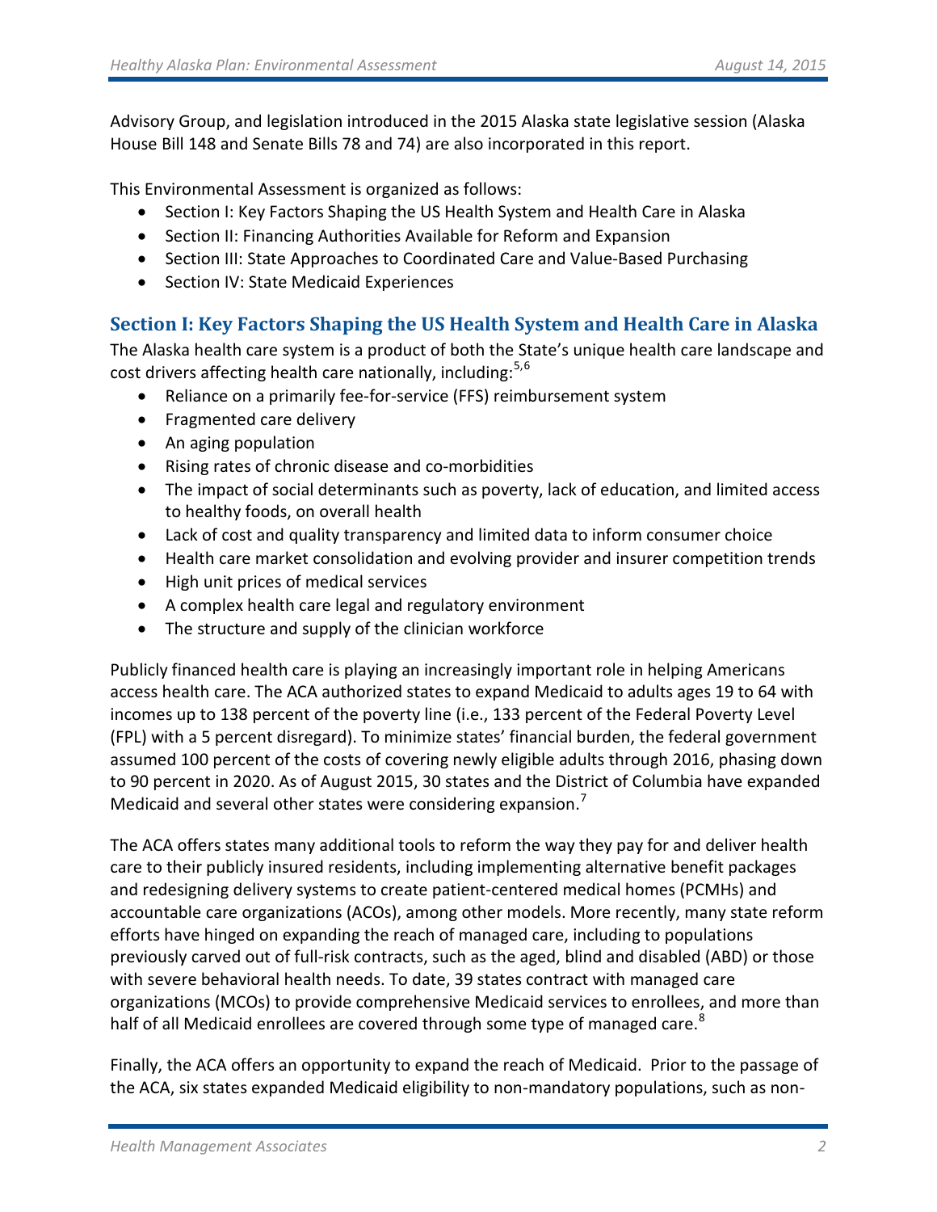Advisory Group, and legislation introduced in the 2015 Alaska state legislative session (Alaska House Bill 148 and Senate Bills 78 and 74) are also incorporated in this report.

This Environmental Assessment is organized as follows:

- Section I: Key Factors Shaping the US Health System and Health Care in Alaska
- Section II: Financing Authorities Available for Reform and Expansion
- Section III: State Approaches to Coordinated Care and Value-Based Purchasing
- Section IV: State Medicaid Experiences

## Section I: Key Factors Shaping the US Health System and Health Care in Alaska

The Alaska health care system is a product of both the State's unique health care landscape and cost drivers affecting health care nationally, including:[5,6]

- Reliance on a primarily fee-for-service (FFS) reimbursement system
- Fragmented care delivery
- An aging population
- Rising rates of chronic disease and co-morbidities
- The impact of social determinants such as poverty, lack of education, and limited access to healthy foods, on overall health
- Lack of cost and quality transparency and limited data to inform consumer choice
- Health care market consolidation and evolving provider and insurer competition trends
- High unit prices of medical services
- A complex health care legal and regulatory environment
- The structure and supply of the clinician workforce

Publicly financed health care is playing an increasingly important role in helping Americans access health care. The ACA authorized states to expand Medicaid to adults ages 19 to 64 with incomes up to 138 percent of the poverty line (i.e., 133 percent of the Federal Poverty Level (FPL) with a 5 percent disregard). To minimize states' financial burden, the federal government assumed 100 percent of the costs of covering newly eligible adults through 2016, phasing down to 90 percent in 2020. As of August 2015, 30 states and the District of Columbia have expanded Medicaid and several other states were considering expansion.[7]

The ACA offers states many additional tools to reform the way they pay for and deliver health care to their publicly insured residents, including implementing alternative benefit packages and redesigning delivery systems to create patient-centered medical homes (PCMHs) and accountable care organizations (ACOs), among other models. More recently, many state reform efforts have hinged on expanding the reach of managed care, including to populations previously carved out of full-risk contracts, such as the aged, blind and disabled (ABD) or those with severe behavioral health needs. To date, 39 states contract with managed care organizations (MCOs) to provide comprehensive Medicaid services to enrollees, and more than half of all Medicaid enrollees are covered through some type of managed care.[8]

Finally, the ACA offers an opportunity to expand the reach of Medicaid. Prior to the passage of the ACA, six states expanded Medicaid eligibility to non-mandatory populations, such as non-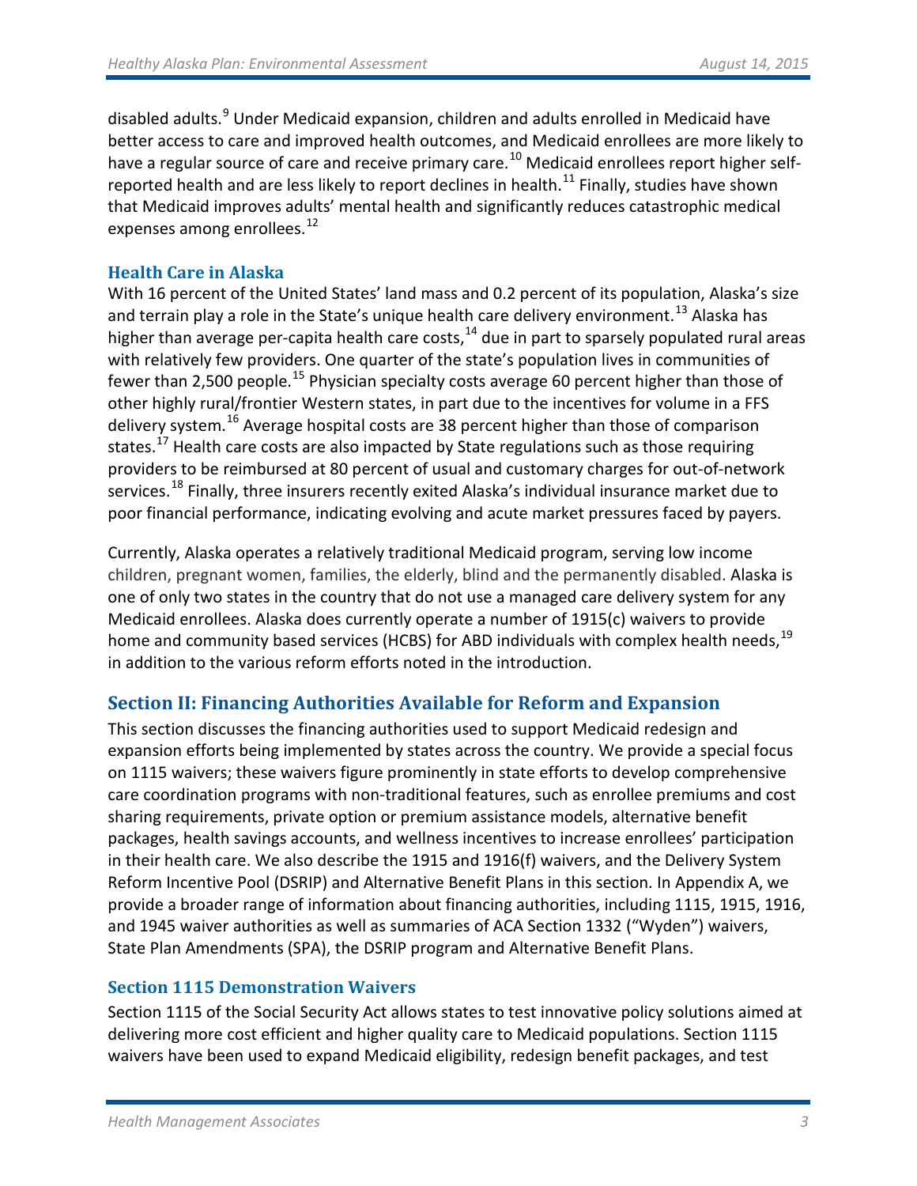disabled adults.[9] Under Medicaid expansion, children and adults enrolled in Medicaid have better access to care and improved health outcomes, and Medicaid enrollees are more likely to have a regular source of care and receive primary care.[10] Medicaid enrollees report higher self-reported health and are less likely to report declines in health.[11] Finally, studies have shown that Medicaid improves adults' mental health and significantly reduces catastrophic medical expenses among enrollees.[12]

### Health Care in Alaska

With 16 percent of the United States' land mass and 0.2 percent of its population, Alaska's size and terrain play a role in the State's unique health care delivery environment.[13] Alaska has higher than average per-capita health care costs,[14] due in part to sparsely populated rural areas with relatively few providers. One quarter of the state's population lives in communities of fewer than 2,500 people.[15] Physician specialty costs average 60 percent higher than those of other highly rural/frontier Western states, in part due to the incentives for volume in a FFS delivery system.[16] Average hospital costs are 38 percent higher than those of comparison states.[17] Health care costs are also impacted by State regulations such as those requiring providers to be reimbursed at 80 percent of usual and customary charges for out-of-network services.[18] Finally, three insurers recently exited Alaska's individual insurance market due to poor financial performance, indicating evolving and acute market pressures faced by payers.

Currently, Alaska operates a relatively traditional Medicaid program, serving low income children, pregnant women, families, the elderly, blind and the permanently disabled. Alaska is one of only two states in the country that do not use a managed care delivery system for any Medicaid enrollees. Alaska does currently operate a number of 1915(c) waivers to provide home and community based services (HCBS) for ABD individuals with complex health needs,[19] in addition to the various reform efforts noted in the introduction.

## Section II: Financing Authorities Available for Reform and Expansion

This section discusses the financing authorities used to support Medicaid redesign and expansion efforts being implemented by states across the country. We provide a special focus on 1115 waivers; these waivers figure prominently in state efforts to develop comprehensive care coordination programs with non-traditional features, such as enrollee premiums and cost sharing requirements, private option or premium assistance models, alternative benefit packages, health savings accounts, and wellness incentives to increase enrollees' participation in their health care. We also describe the 1915 and 1916(f) waivers, and the Delivery System Reform Incentive Pool (DSRIP) and Alternative Benefit Plans in this section. In Appendix A, we provide a broader range of information about financing authorities, including 1115, 1915, 1916, and 1945 waiver authorities as well as summaries of ACA Section 1332 ("Wyden") waivers, State Plan Amendments (SPA), the DSRIP program and Alternative Benefit Plans.

### Section 1115 Demonstration Waivers

Section 1115 of the Social Security Act allows states to test innovative policy solutions aimed at delivering more cost efficient and higher quality care to Medicaid populations. Section 1115 waivers have been used to expand Medicaid eligibility, redesign benefit packages, and test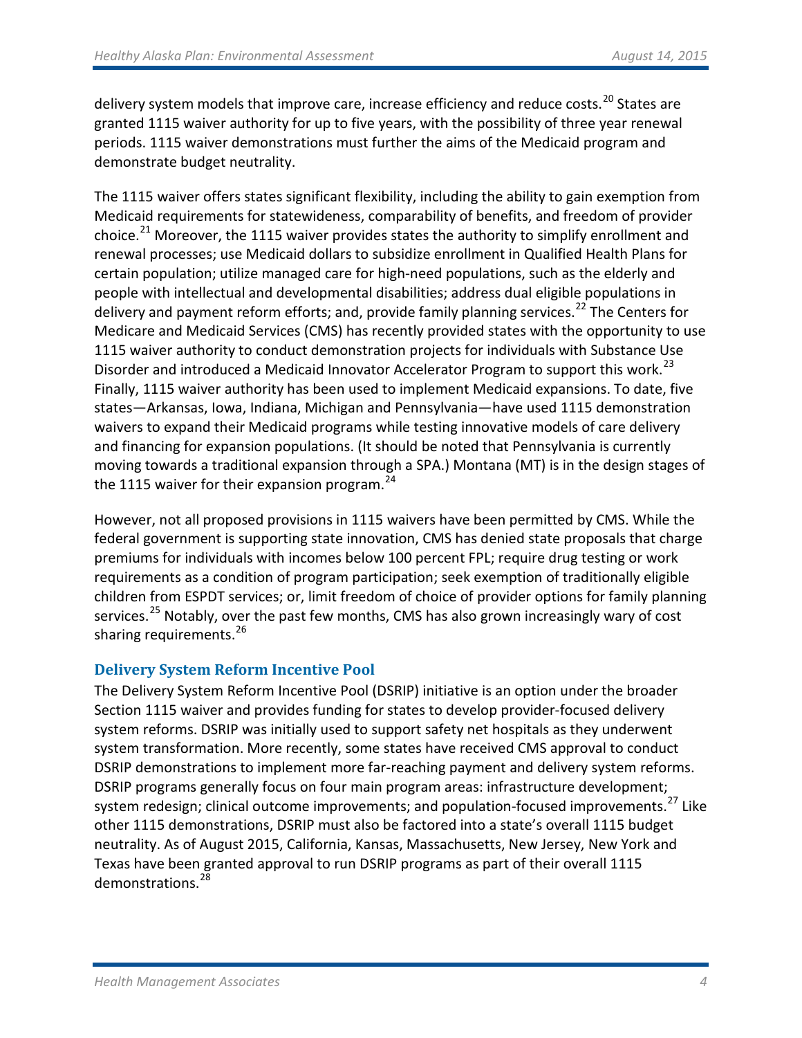delivery system models that improve care, increase efficiency and reduce costs.[20] States are granted 1115 waiver authority for up to five years, with the possibility of three year renewal periods. 1115 waiver demonstrations must further the aims of the Medicaid program and demonstrate budget neutrality.

The 1115 waiver offers states significant flexibility, including the ability to gain exemption from Medicaid requirements for statewideness, comparability of benefits, and freedom of provider choice.[21] Moreover, the 1115 waiver provides states the authority to simplify enrollment and renewal processes; use Medicaid dollars to subsidize enrollment in Qualified Health Plans for certain population; utilize managed care for high-need populations, such as the elderly and people with intellectual and developmental disabilities; address dual eligible populations in delivery and payment reform efforts; and, provide family planning services.[22] The Centers for Medicare and Medicaid Services (CMS) has recently provided states with the opportunity to use 1115 waiver authority to conduct demonstration projects for individuals with Substance Use Disorder and introduced a Medicaid Innovator Accelerator Program to support this work.[23] Finally, 1115 waiver authority has been used to implement Medicaid expansions. To date, five states—Arkansas, Iowa, Indiana, Michigan and Pennsylvania—have used 1115 demonstration waivers to expand their Medicaid programs while testing innovative models of care delivery and financing for expansion populations. (It should be noted that Pennsylvania is currently moving towards a traditional expansion through a SPA.) Montana (MT) is in the design stages of the 1115 waiver for their expansion program.[24]

However, not all proposed provisions in 1115 waivers have been permitted by CMS. While the federal government is supporting state innovation, CMS has denied state proposals that charge premiums for individuals with incomes below 100 percent FPL; require drug testing or work requirements as a condition of program participation; seek exemption of traditionally eligible children from ESPDT services; or, limit freedom of choice of provider options for family planning services.[25] Notably, over the past few months, CMS has also grown increasingly wary of cost sharing requirements.[26]

## Delivery System Reform Incentive Pool

The Delivery System Reform Incentive Pool (DSRIP) initiative is an option under the broader Section 1115 waiver and provides funding for states to develop provider-focused delivery system reforms. DSRIP was initially used to support safety net hospitals as they underwent system transformation. More recently, some states have received CMS approval to conduct DSRIP demonstrations to implement more far-reaching payment and delivery system reforms. DSRIP programs generally focus on four main program areas: infrastructure development; system redesign; clinical outcome improvements; and population-focused improvements.[27] Like other 1115 demonstrations, DSRIP must also be factored into a state's overall 1115 budget neutrality. As of August 2015, California, Kansas, Massachusetts, New Jersey, New York and Texas have been granted approval to run DSRIP programs as part of their overall 1115 demonstrations.[28]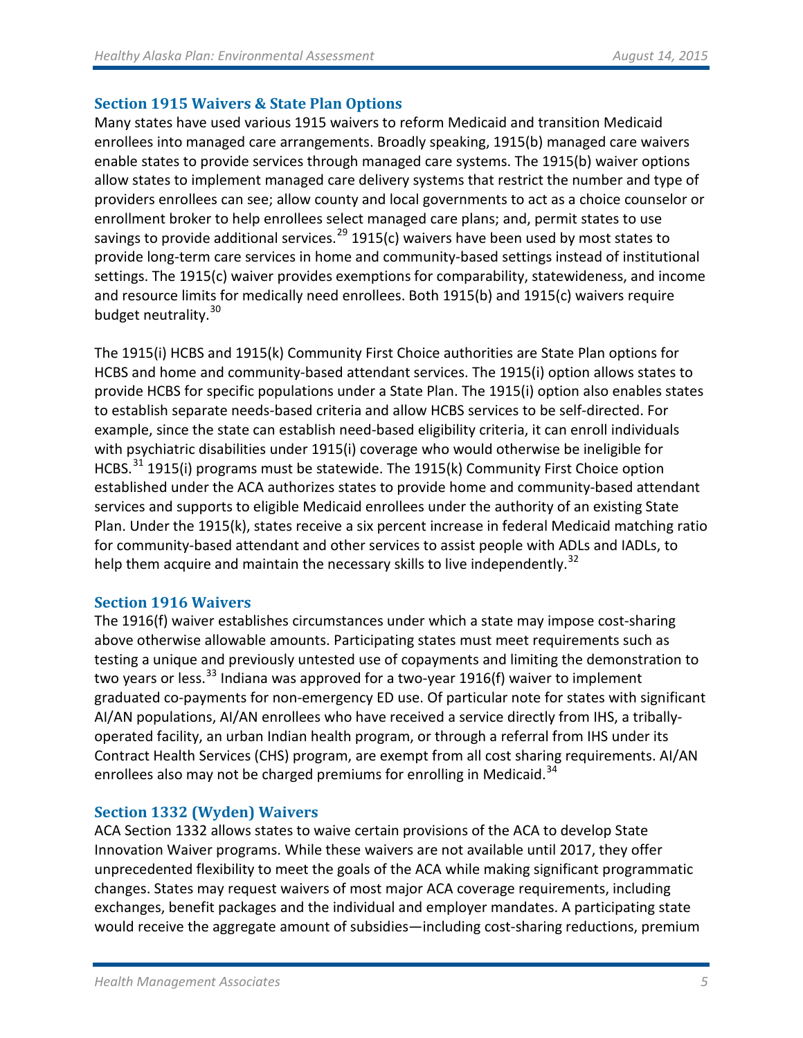### Section 1915 Waivers & State Plan Options

Many states have used various 1915 waivers to reform Medicaid and transition Medicaid enrollees into managed care arrangements. Broadly speaking, 1915(b) managed care waivers enable states to provide services through managed care systems. The 1915(b) waiver options allow states to implement managed care delivery systems that restrict the number and type of providers enrollees can see; allow county and local governments to act as a choice counselor or enrollment broker to help enrollees select managed care plans; and, permit states to use savings to provide additional services.[29] 1915(c) waivers have been used by most states to provide long-term care services in home and community-based settings instead of institutional settings. The 1915(c) waiver provides exemptions for comparability, statewideness, and income and resource limits for medically need enrollees. Both 1915(b) and 1915(c) waivers require budget neutrality.[30]

The 1915(i) HCBS and 1915(k) Community First Choice authorities are State Plan options for HCBS and home and community-based attendant services. The 1915(i) option allows states to provide HCBS for specific populations under a State Plan. The 1915(i) option also enables states to establish separate needs-based criteria and allow HCBS services to be self-directed. For example, since the state can establish need-based eligibility criteria, it can enroll individuals with psychiatric disabilities under 1915(i) coverage who would otherwise be ineligible for HCBS.[31] 1915(i) programs must be statewide. The 1915(k) Community First Choice option established under the ACA authorizes states to provide home and community-based attendant services and supports to eligible Medicaid enrollees under the authority of an existing State Plan. Under the 1915(k), states receive a six percent increase in federal Medicaid matching ratio for community-based attendant and other services to assist people with ADLs and IADLs, to help them acquire and maintain the necessary skills to live independently.[32]

### Section 1916 Waivers

The 1916(f) waiver establishes circumstances under which a state may impose cost-sharing above otherwise allowable amounts. Participating states must meet requirements such as testing a unique and previously untested use of copayments and limiting the demonstration to two years or less.[33] Indiana was approved for a two-year 1916(f) waiver to implement graduated co-payments for non-emergency ED use. Of particular note for states with significant AI/AN populations, AI/AN enrollees who have received a service directly from IHS, a tribally-operated facility, an urban Indian health program, or through a referral from IHS under its Contract Health Services (CHS) program, are exempt from all cost sharing requirements. AI/AN enrollees also may not be charged premiums for enrolling in Medicaid.[34]

### Section 1332 (Wyden) Waivers

ACA Section 1332 allows states to waive certain provisions of the ACA to develop State Innovation Waiver programs. While these waivers are not available until 2017, they offer unprecedented flexibility to meet the goals of the ACA while making significant programmatic changes. States may request waivers of most major ACA coverage requirements, including exchanges, benefit packages and the individual and employer mandates. A participating state would receive the aggregate amount of subsidies—including cost-sharing reductions, premium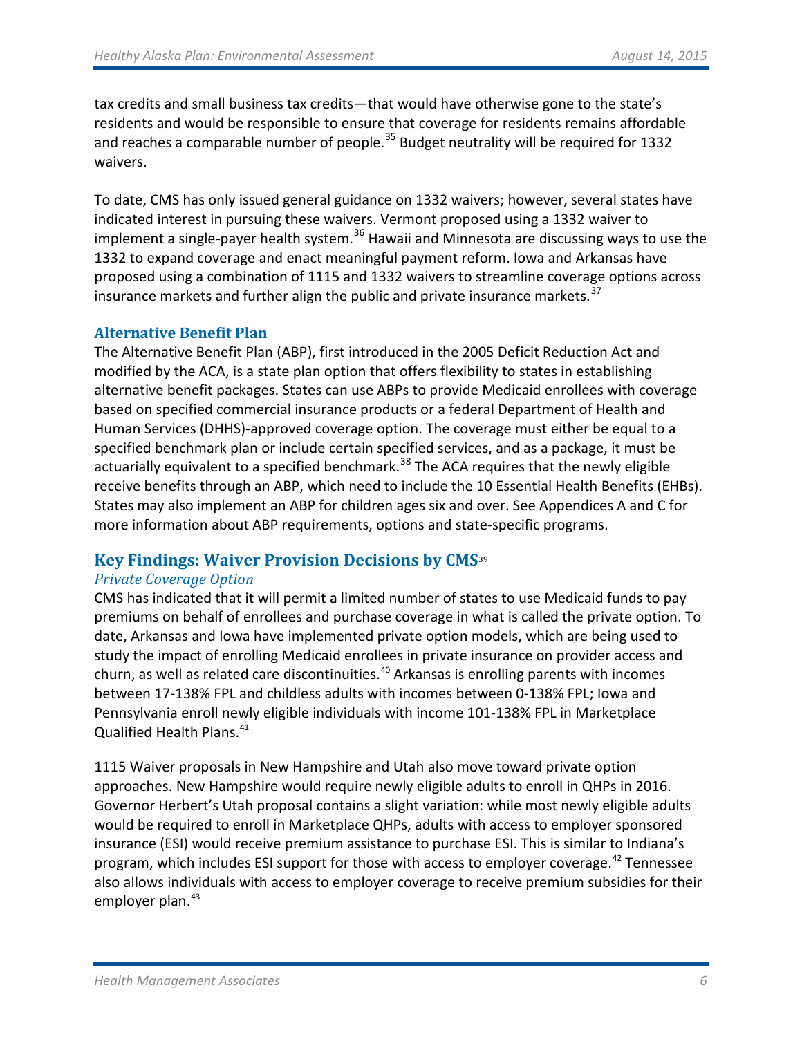tax credits and small business tax credits—that would have otherwise gone to the state's residents and would be responsible to ensure that coverage for residents remains affordable and reaches a comparable number of people.[35] Budget neutrality will be required for 1332 waivers.

To date, CMS has only issued general guidance on 1332 waivers; however, several states have indicated interest in pursuing these waivers. Vermont proposed using a 1332 waiver to implement a single-payer health system.[36] Hawaii and Minnesota are discussing ways to use the 1332 to expand coverage and enact meaningful payment reform. Iowa and Arkansas have proposed using a combination of 1115 and 1332 waivers to streamline coverage options across insurance markets and further align the public and private insurance markets.[37]

### Alternative Benefit Plan

The Alternative Benefit Plan (ABP), first introduced in the 2005 Deficit Reduction Act and modified by the ACA, is a state plan option that offers flexibility to states in establishing alternative benefit packages. States can use ABPs to provide Medicaid enrollees with coverage based on specified commercial insurance products or a federal Department of Health and Human Services (DHHS)-approved coverage option. The coverage must either be equal to a specified benchmark plan or include certain specified services, and as a package, it must be actuarially equivalent to a specified benchmark.[38] The ACA requires that the newly eligible receive benefits through an ABP, which need to include the 10 Essential Health Benefits (EHBs). States may also implement an ABP for children ages six and over. See Appendices A and C for more information about ABP requirements, options and state-specific programs.

## Key Findings: Waiver Provision Decisions by CMS[39]

#### *Private Coverage Option*

CMS has indicated that it will permit a limited number of states to use Medicaid funds to pay premiums on behalf of enrollees and purchase coverage in what is called the private option. To date, Arkansas and Iowa have implemented private option models, which are being used to study the impact of enrolling Medicaid enrollees in private insurance on provider access and churn, as well as related care discontinuities.[40] Arkansas is enrolling parents with incomes between 17-138% FPL and childless adults with incomes between 0-138% FPL; Iowa and Pennsylvania enroll newly eligible individuals with income 101-138% FPL in Marketplace Qualified Health Plans.[41]

1115 Waiver proposals in New Hampshire and Utah also move toward private option approaches. New Hampshire would require newly eligible adults to enroll in QHPs in 2016. Governor Herbert's Utah proposal contains a slight variation: while most newly eligible adults would be required to enroll in Marketplace QHPs, adults with access to employer sponsored insurance (ESI) would receive premium assistance to purchase ESI. This is similar to Indiana's program, which includes ESI support for those with access to employer coverage.[42] Tennessee also allows individuals with access to employer coverage to receive premium subsidies for their employer plan.[43]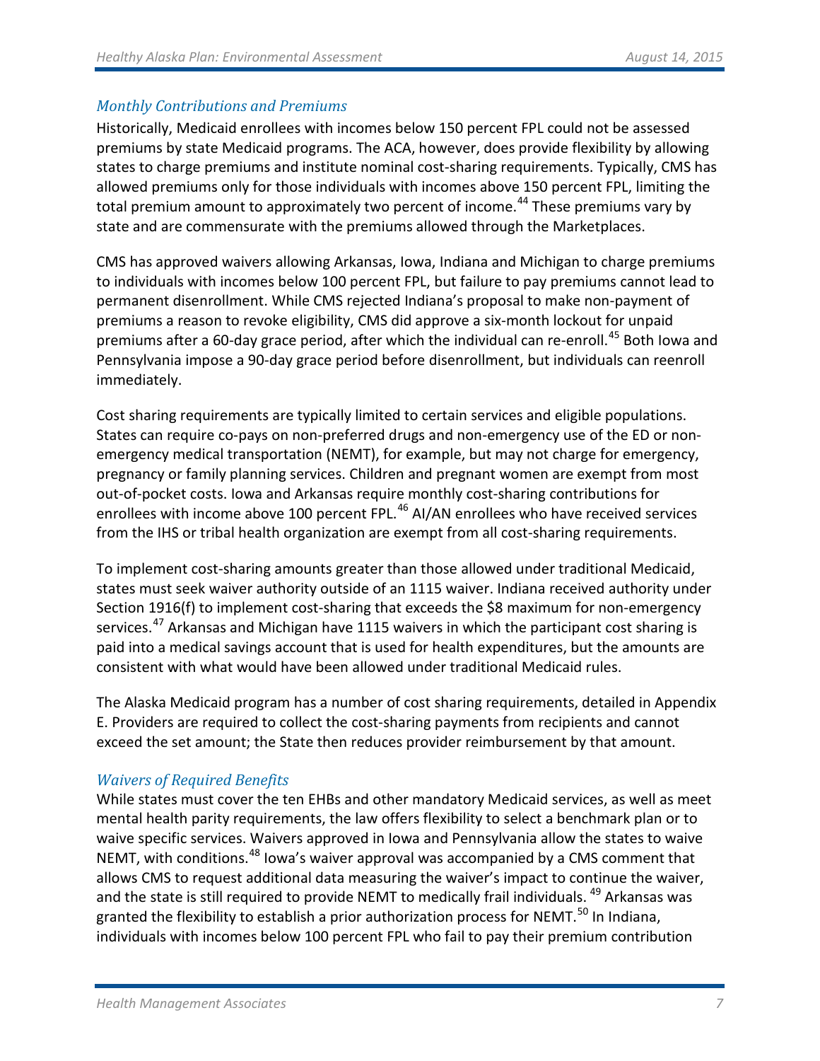### *Monthly Contributions and Premiums*

Historically, Medicaid enrollees with incomes below 150 percent FPL could not be assessed premiums by state Medicaid programs. The ACA, however, does provide flexibility by allowing states to charge premiums and institute nominal cost-sharing requirements. Typically, CMS has allowed premiums only for those individuals with incomes above 150 percent FPL, limiting the total premium amount to approximately two percent of income.[44] These premiums vary by state and are commensurate with the premiums allowed through the Marketplaces.

CMS has approved waivers allowing Arkansas, Iowa, Indiana and Michigan to charge premiums to individuals with incomes below 100 percent FPL, but failure to pay premiums cannot lead to permanent disenrollment. While CMS rejected Indiana's proposal to make non-payment of premiums a reason to revoke eligibility, CMS did approve a six-month lockout for unpaid premiums after a 60-day grace period, after which the individual can re-enroll.[45] Both Iowa and Pennsylvania impose a 90-day grace period before disenrollment, but individuals can reenroll immediately.

Cost sharing requirements are typically limited to certain services and eligible populations. States can require co-pays on non-preferred drugs and non-emergency use of the ED or non-emergency medical transportation (NEMT), for example, but may not charge for emergency, pregnancy or family planning services. Children and pregnant women are exempt from most out-of-pocket costs. Iowa and Arkansas require monthly cost-sharing contributions for enrollees with income above 100 percent FPL.[46] AI/AN enrollees who have received services from the IHS or tribal health organization are exempt from all cost-sharing requirements.

To implement cost-sharing amounts greater than those allowed under traditional Medicaid, states must seek waiver authority outside of an 1115 waiver. Indiana received authority under Section 1916(f) to implement cost-sharing that exceeds the $8 maximum for non-emergency services.[47] Arkansas and Michigan have 1115 waivers in which the participant cost sharing is paid into a medical savings account that is used for health expenditures, but the amounts are consistent with what would have been allowed under traditional Medicaid rules.

The Alaska Medicaid program has a number of cost sharing requirements, detailed in Appendix E. Providers are required to collect the cost-sharing payments from recipients and cannot exceed the set amount; the State then reduces provider reimbursement by that amount.

### *Waivers of Required Benefits*

While states must cover the ten EHBs and other mandatory Medicaid services, as well as meet mental health parity requirements, the law offers flexibility to select a benchmark plan or to waive specific services. Waivers approved in Iowa and Pennsylvania allow the states to waive NEMT, with conditions.[48] Iowa's waiver approval was accompanied by a CMS comment that allows CMS to request additional data measuring the waiver's impact to continue the waiver, and the state is still required to provide NEMT to medically frail individuals.[49] Arkansas was granted the flexibility to establish a prior authorization process for NEMT.[50] In Indiana, individuals with incomes below 100 percent FPL who fail to pay their premium contribution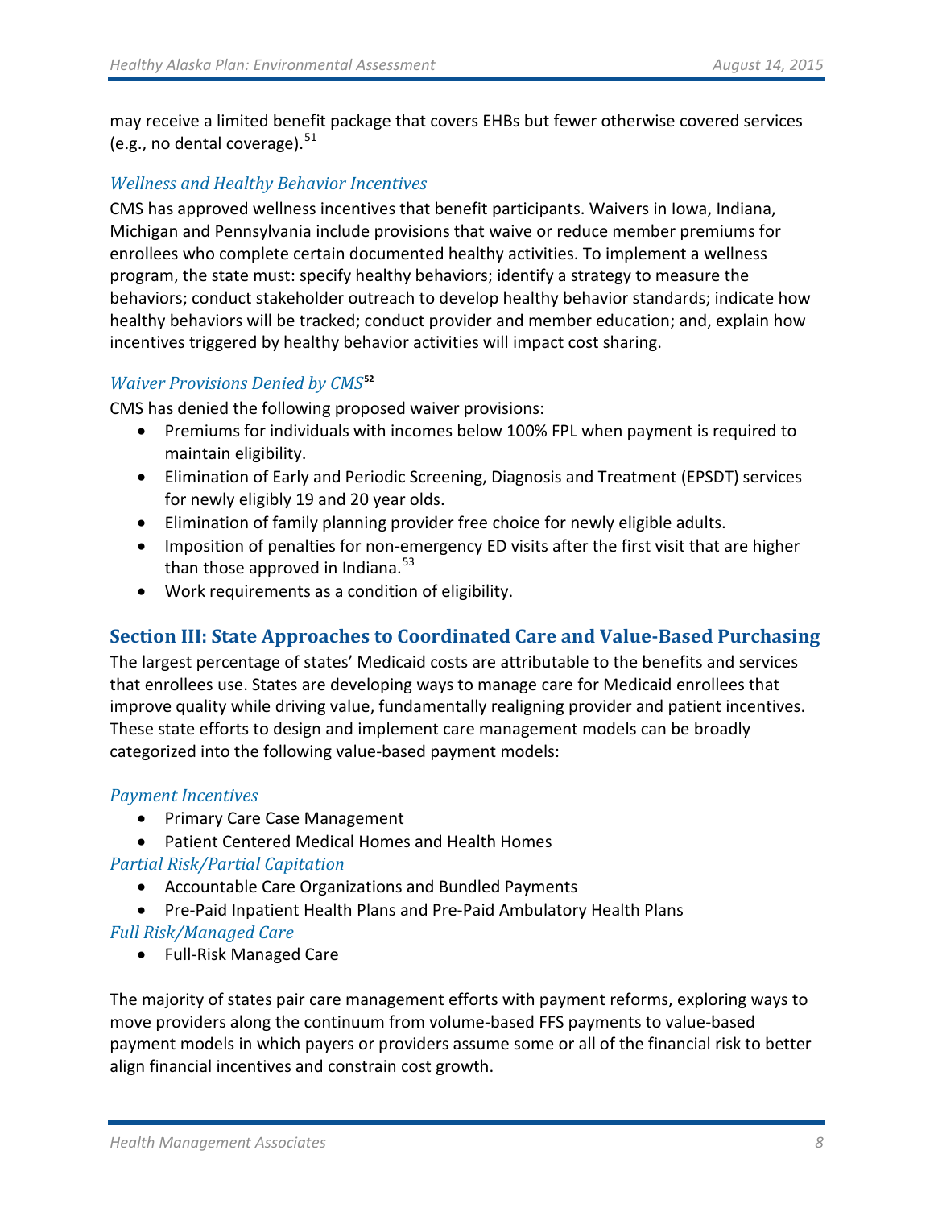may receive a limited benefit package that covers EHBs but fewer otherwise covered services (e.g., no dental coverage).[51]

### *Wellness and Healthy Behavior Incentives*

CMS has approved wellness incentives that benefit participants. Waivers in Iowa, Indiana, Michigan and Pennsylvania include provisions that waive or reduce member premiums for enrollees who complete certain documented healthy activities. To implement a wellness program, the state must: specify healthy behaviors; identify a strategy to measure the behaviors; conduct stakeholder outreach to develop healthy behavior standards; indicate how healthy behaviors will be tracked; conduct provider and member education; and, explain how incentives triggered by healthy behavior activities will impact cost sharing.

### *Waiver Provisions Denied by CMS*[52]

CMS has denied the following proposed waiver provisions:

- Premiums for individuals with incomes below 100% FPL when payment is required to maintain eligibility.
- Elimination of Early and Periodic Screening, Diagnosis and Treatment (EPSDT) services for newly eligibly 19 and 20 year olds.
- Elimination of family planning provider free choice for newly eligible adults.
- Imposition of penalties for non-emergency ED visits after the first visit that are higher than those approved in Indiana.[53]
- Work requirements as a condition of eligibility.

## Section III: State Approaches to Coordinated Care and Value-Based Purchasing

The largest percentage of states' Medicaid costs are attributable to the benefits and services that enrollees use. States are developing ways to manage care for Medicaid enrollees that improve quality while driving value, fundamentally realigning provider and patient incentives. These state efforts to design and implement care management models can be broadly categorized into the following value-based payment models:

### *Payment Incentives*

- Primary Care Case Management
- Patient Centered Medical Homes and Health Homes

### *Partial Risk/Partial Capitation*

- Accountable Care Organizations and Bundled Payments
- Pre-Paid Inpatient Health Plans and Pre-Paid Ambulatory Health Plans

### *Full Risk/Managed Care*

- Full-Risk Managed Care

The majority of states pair care management efforts with payment reforms, exploring ways to move providers along the continuum from volume-based FFS payments to value-based payment models in which payers or providers assume some or all of the financial risk to better align financial incentives and constrain cost growth.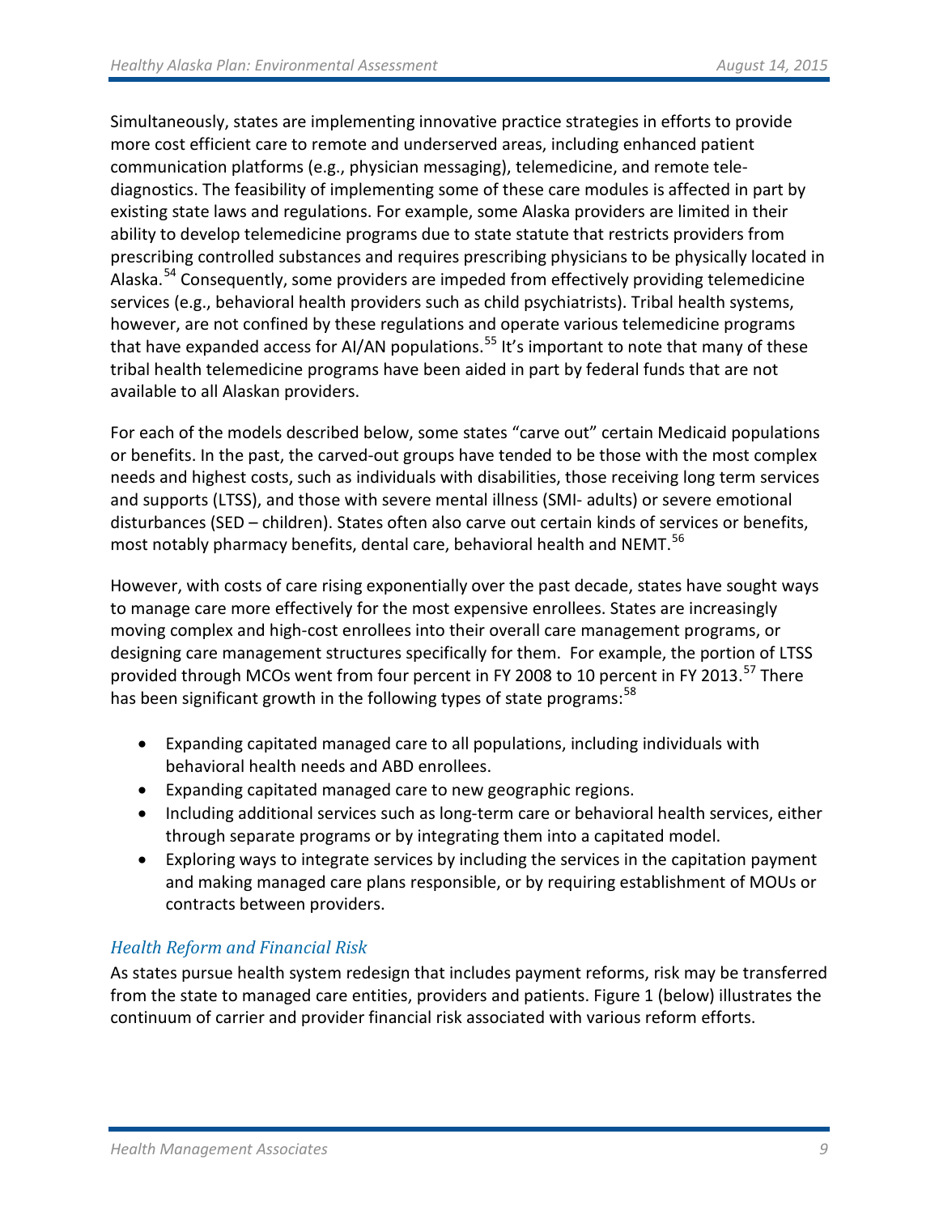Simultaneously, states are implementing innovative practice strategies in efforts to provide more cost efficient care to remote and underserved areas, including enhanced patient communication platforms (e.g., physician messaging), telemedicine, and remote tele-diagnostics. The feasibility of implementing some of these care modules is affected in part by existing state laws and regulations. For example, some Alaska providers are limited in their ability to develop telemedicine programs due to state statute that restricts providers from prescribing controlled substances and requires prescribing physicians to be physically located in Alaska.[54] Consequently, some providers are impeded from effectively providing telemedicine services (e.g., behavioral health providers such as child psychiatrists). Tribal health systems, however, are not confined by these regulations and operate various telemedicine programs that have expanded access for AI/AN populations.[55] It's important to note that many of these tribal health telemedicine programs have been aided in part by federal funds that are not available to all Alaskan providers.

For each of the models described below, some states "carve out" certain Medicaid populations or benefits. In the past, the carved-out groups have tended to be those with the most complex needs and highest costs, such as individuals with disabilities, those receiving long term services and supports (LTSS), and those with severe mental illness (SMI- adults) or severe emotional disturbances (SED – children). States often also carve out certain kinds of services or benefits, most notably pharmacy benefits, dental care, behavioral health and NEMT.[56]

However, with costs of care rising exponentially over the past decade, states have sought ways to manage care more effectively for the most expensive enrollees. States are increasingly moving complex and high-cost enrollees into their overall care management programs, or designing care management structures specifically for them. For example, the portion of LTSS provided through MCOs went from four percent in FY 2008 to 10 percent in FY 2013.[57] There has been significant growth in the following types of state programs:[58]

- Expanding capitated managed care to all populations, including individuals with behavioral health needs and ABD enrollees.
- Expanding capitated managed care to new geographic regions.
- Including additional services such as long-term care or behavioral health services, either through separate programs or by integrating them into a capitated model.
- Exploring ways to integrate services by including the services in the capitation payment and making managed care plans responsible, or by requiring establishment of MOUs or contracts between providers.

### *Health Reform and Financial Risk*

As states pursue health system redesign that includes payment reforms, risk may be transferred from the state to managed care entities, providers and patients. Figure 1 (below) illustrates the continuum of carrier and provider financial risk associated with various reform efforts.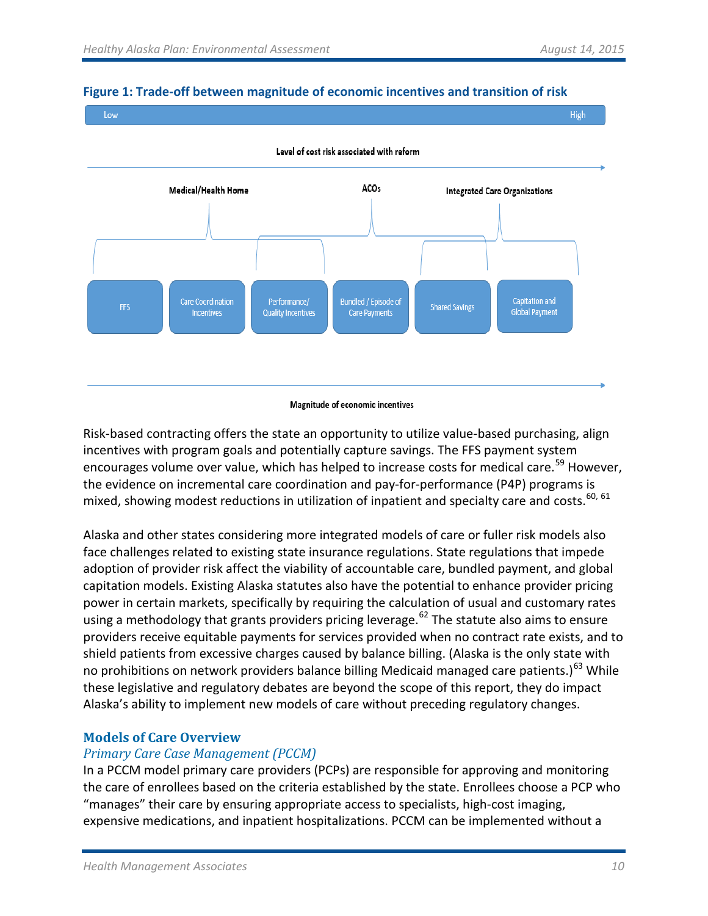**Figure 1: Trade-off between magnitude of economic incentives and transition of risk**

Low High

Level of cost risk associated with reform

Medical/Health Home ACOs Integrated Care Organizations

FFS | Care Coordination Incentives | Performance/ Quality Incentives | Bundled / Episode of Care Payments | Shared Savings | Capitation and Global Payment

Magnitude of economic incentives

Risk-based contracting offers the state an opportunity to utilize value-based purchasing, align incentives with program goals and potentially capture savings. The FFS payment system encourages volume over value, which has helped to increase costs for medical care.[59] However, the evidence on incremental care coordination and pay-for-performance (P4P) programs is mixed, showing modest reductions in utilization of inpatient and specialty care and costs.[60, 61]

Alaska and other states considering more integrated models of care or fuller risk models also face challenges related to existing state insurance regulations. State regulations that impede adoption of provider risk affect the viability of accountable care, bundled payment, and global capitation models. Existing Alaska statutes also have the potential to enhance provider pricing power in certain markets, specifically by requiring the calculation of usual and customary rates using a methodology that grants providers pricing leverage.[62] The statute also aims to ensure providers receive equitable payments for services provided when no contract rate exists, and to shield patients from excessive charges caused by balance billing. (Alaska is the only state with no prohibitions on network providers balance billing Medicaid managed care patients.)[63] While these legislative and regulatory debates are beyond the scope of this report, they do impact Alaska's ability to implement new models of care without preceding regulatory changes.

## Models of Care Overview

### *Primary Care Case Management (PCCM)*

In a PCCM model primary care providers (PCPs) are responsible for approving and monitoring the care of enrollees based on the criteria established by the state. Enrollees choose a PCP who "manages" their care by ensuring appropriate access to specialists, high-cost imaging, expensive medications, and inpatient hospitalizations. PCCM can be implemented without a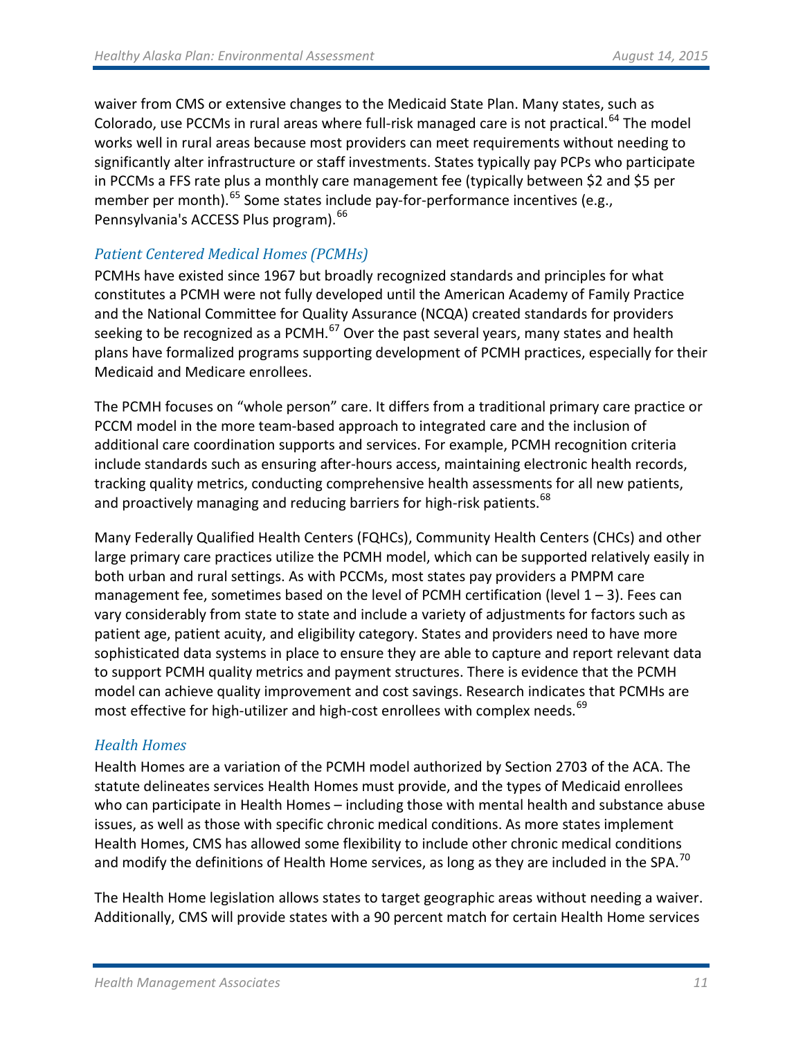waiver from CMS or extensive changes to the Medicaid State Plan. Many states, such as Colorado, use PCCMs in rural areas where full-risk managed care is not practical.[64] The model works well in rural areas because most providers can meet requirements without needing to significantly alter infrastructure or staff investments. States typically pay PCPs who participate in PCCMs a FFS rate plus a monthly care management fee (typically between $2 and $5 per member per month).[65] Some states include pay-for-performance incentives (e.g., Pennsylvania's ACCESS Plus program).[66]

### *Patient Centered Medical Homes (PCMHs)*

PCMHs have existed since 1967 but broadly recognized standards and principles for what constitutes a PCMH were not fully developed until the American Academy of Family Practice and the National Committee for Quality Assurance (NCQA) created standards for providers seeking to be recognized as a PCMH.[67] Over the past several years, many states and health plans have formalized programs supporting development of PCMH practices, especially for their Medicaid and Medicare enrollees.

The PCMH focuses on "whole person" care. It differs from a traditional primary care practice or PCCM model in the more team-based approach to integrated care and the inclusion of additional care coordination supports and services. For example, PCMH recognition criteria include standards such as ensuring after-hours access, maintaining electronic health records, tracking quality metrics, conducting comprehensive health assessments for all new patients, and proactively managing and reducing barriers for high-risk patients.[68]

Many Federally Qualified Health Centers (FQHCs), Community Health Centers (CHCs) and other large primary care practices utilize the PCMH model, which can be supported relatively easily in both urban and rural settings. As with PCCMs, most states pay providers a PMPM care management fee, sometimes based on the level of PCMH certification (level 1 – 3). Fees can vary considerably from state to state and include a variety of adjustments for factors such as patient age, patient acuity, and eligibility category. States and providers need to have more sophisticated data systems in place to ensure they are able to capture and report relevant data to support PCMH quality metrics and payment structures. There is evidence that the PCMH model can achieve quality improvement and cost savings. Research indicates that PCMHs are most effective for high-utilizer and high-cost enrollees with complex needs.[69]

### *Health Homes*

Health Homes are a variation of the PCMH model authorized by Section 2703 of the ACA. The statute delineates services Health Homes must provide, and the types of Medicaid enrollees who can participate in Health Homes – including those with mental health and substance abuse issues, as well as those with specific chronic medical conditions. As more states implement Health Homes, CMS has allowed some flexibility to include other chronic medical conditions and modify the definitions of Health Home services, as long as they are included in the SPA.[70]

The Health Home legislation allows states to target geographic areas without needing a waiver. Additionally, CMS will provide states with a 90 percent match for certain Health Home services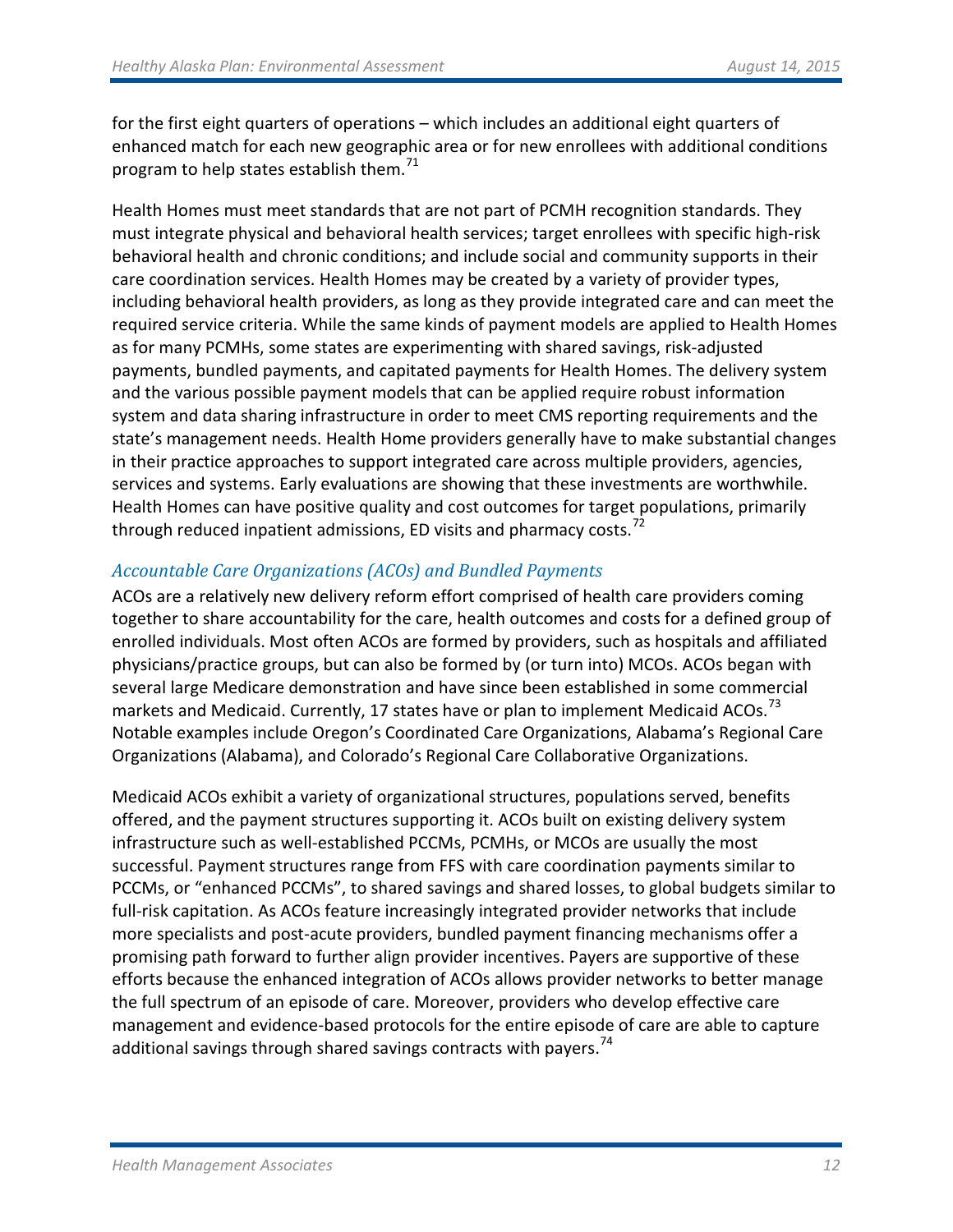for the first eight quarters of operations – which includes an additional eight quarters of enhanced match for each new geographic area or for new enrollees with additional conditions program to help states establish them.[71]

Health Homes must meet standards that are not part of PCMH recognition standards. They must integrate physical and behavioral health services; target enrollees with specific high-risk behavioral health and chronic conditions; and include social and community supports in their care coordination services. Health Homes may be created by a variety of provider types, including behavioral health providers, as long as they provide integrated care and can meet the required service criteria. While the same kinds of payment models are applied to Health Homes as for many PCMHs, some states are experimenting with shared savings, risk-adjusted payments, bundled payments, and capitated payments for Health Homes. The delivery system and the various possible payment models that can be applied require robust information system and data sharing infrastructure in order to meet CMS reporting requirements and the state's management needs. Health Home providers generally have to make substantial changes in their practice approaches to support integrated care across multiple providers, agencies, services and systems. Early evaluations are showing that these investments are worthwhile. Health Homes can have positive quality and cost outcomes for target populations, primarily through reduced inpatient admissions, ED visits and pharmacy costs.[72]

### *Accountable Care Organizations (ACOs) and Bundled Payments*

ACOs are a relatively new delivery reform effort comprised of health care providers coming together to share accountability for the care, health outcomes and costs for a defined group of enrolled individuals. Most often ACOs are formed by providers, such as hospitals and affiliated physicians/practice groups, but can also be formed by (or turn into) MCOs. ACOs began with several large Medicare demonstration and have since been established in some commercial markets and Medicaid. Currently, 17 states have or plan to implement Medicaid ACOs.[73] Notable examples include Oregon's Coordinated Care Organizations, Alabama's Regional Care Organizations (Alabama), and Colorado's Regional Care Collaborative Organizations.

Medicaid ACOs exhibit a variety of organizational structures, populations served, benefits offered, and the payment structures supporting it. ACOs built on existing delivery system infrastructure such as well-established PCCMs, PCMHs, or MCOs are usually the most successful. Payment structures range from FFS with care coordination payments similar to PCCMs, or "enhanced PCCMs", to shared savings and shared losses, to global budgets similar to full-risk capitation. As ACOs feature increasingly integrated provider networks that include more specialists and post-acute providers, bundled payment financing mechanisms offer a promising path forward to further align provider incentives. Payers are supportive of these efforts because the enhanced integration of ACOs allows provider networks to better manage the full spectrum of an episode of care. Moreover, providers who develop effective care management and evidence-based protocols for the entire episode of care are able to capture additional savings through shared savings contracts with payers.[74]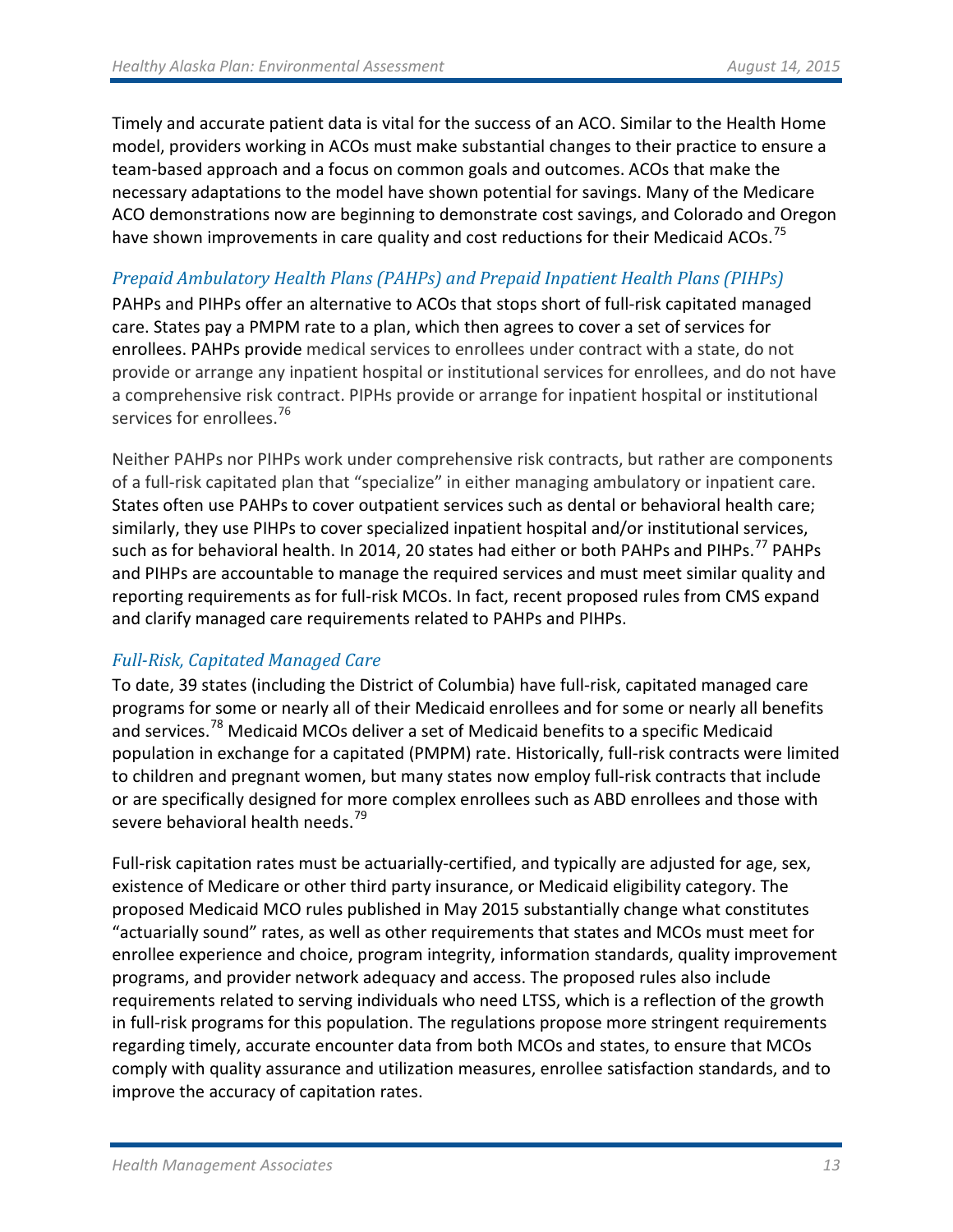Timely and accurate patient data is vital for the success of an ACO. Similar to the Health Home model, providers working in ACOs must make substantial changes to their practice to ensure a team-based approach and a focus on common goals and outcomes. ACOs that make the necessary adaptations to the model have shown potential for savings. Many of the Medicare ACO demonstrations now are beginning to demonstrate cost savings, and Colorado and Oregon have shown improvements in care quality and cost reductions for their Medicaid ACOs.[75]

### *Prepaid Ambulatory Health Plans (PAHPs) and Prepaid Inpatient Health Plans (PIHPs)*

PAHPs and PIHPs offer an alternative to ACOs that stops short of full-risk capitated managed care. States pay a PMPM rate to a plan, which then agrees to cover a set of services for enrollees. PAHPs provide medical services to enrollees under contract with a state, do not provide or arrange any inpatient hospital or institutional services for enrollees, and do not have a comprehensive risk contract. PIPHs provide or arrange for inpatient hospital or institutional services for enrollees.[76]

Neither PAHPs nor PIHPs work under comprehensive risk contracts, but rather are components of a full-risk capitated plan that "specialize" in either managing ambulatory or inpatient care. States often use PAHPs to cover outpatient services such as dental or behavioral health care; similarly, they use PIHPs to cover specialized inpatient hospital and/or institutional services, such as for behavioral health. In 2014, 20 states had either or both PAHPs and PIHPs.[77] PAHPs and PIHPs are accountable to manage the required services and must meet similar quality and reporting requirements as for full-risk MCOs. In fact, recent proposed rules from CMS expand and clarify managed care requirements related to PAHPs and PIHPs.

### *Full-Risk, Capitated Managed Care*

To date, 39 states (including the District of Columbia) have full-risk, capitated managed care programs for some or nearly all of their Medicaid enrollees and for some or nearly all benefits and services.[78] Medicaid MCOs deliver a set of Medicaid benefits to a specific Medicaid population in exchange for a capitated (PMPM) rate. Historically, full-risk contracts were limited to children and pregnant women, but many states now employ full-risk contracts that include or are specifically designed for more complex enrollees such as ABD enrollees and those with severe behavioral health needs.[79]

Full-risk capitation rates must be actuarially-certified, and typically are adjusted for age, sex, existence of Medicare or other third party insurance, or Medicaid eligibility category. The proposed Medicaid MCO rules published in May 2015 substantially change what constitutes "actuarially sound" rates, as well as other requirements that states and MCOs must meet for enrollee experience and choice, program integrity, information standards, quality improvement programs, and provider network adequacy and access. The proposed rules also include requirements related to serving individuals who need LTSS, which is a reflection of the growth in full-risk programs for this population. The regulations propose more stringent requirements regarding timely, accurate encounter data from both MCOs and states, to ensure that MCOs comply with quality assurance and utilization measures, enrollee satisfaction standards, and to improve the accuracy of capitation rates.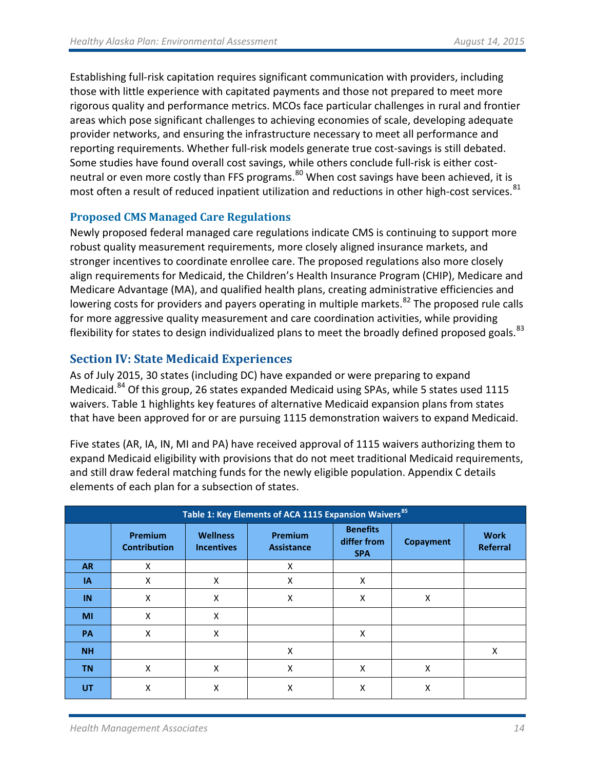Establishing full-risk capitation requires significant communication with providers, including those with little experience with capitated payments and those not prepared to meet more rigorous quality and performance metrics. MCOs face particular challenges in rural and frontier areas which pose significant challenges to achieving economies of scale, developing adequate provider networks, and ensuring the infrastructure necessary to meet all performance and reporting requirements. Whether full-risk models generate true cost-savings is still debated. Some studies have found overall cost savings, while others conclude full-risk is either cost-neutral or even more costly than FFS programs.[80] When cost savings have been achieved, it is most often a result of reduced inpatient utilization and reductions in other high-cost services.[81]

### Proposed CMS Managed Care Regulations

Newly proposed federal managed care regulations indicate CMS is continuing to support more robust quality measurement requirements, more closely aligned insurance markets, and stronger incentives to coordinate enrollee care. The proposed regulations also more closely align requirements for Medicaid, the Children's Health Insurance Program (CHIP), Medicare and Medicare Advantage (MA), and qualified health plans, creating administrative efficiencies and lowering costs for providers and payers operating in multiple markets.[82] The proposed rule calls for more aggressive quality measurement and care coordination activities, while providing flexibility for states to design individualized plans to meet the broadly defined proposed goals.[83]

## Section IV: State Medicaid Experiences

As of July 2015, 30 states (including DC) have expanded or were preparing to expand Medicaid.[84] Of this group, 26 states expanded Medicaid using SPAs, while 5 states used 1115 waivers. Table 1 highlights key features of alternative Medicaid expansion plans from states that have been approved for or are pursuing 1115 demonstration waivers to expand Medicaid.

Five states (AR, IA, IN, MI and PA) have received approval of 1115 waivers authorizing them to expand Medicaid eligibility with provisions that do not meet traditional Medicaid requirements, and still draw federal matching funds for the newly eligible population. Appendix C details elements of each plan for a subsection of states.

**Table 1: Key Elements of ACA 1115 Expansion Waivers[85]**

| | Premium Contribution | Wellness Incentives | Premium Assistance | Benefits differ from SPA | Copayment | Work Referral |
|---|---|---|---|---|---|---|
| **AR** | X | | X | | | |
| **IA** | X | X | X | X | | |
| **IN** | X | X | X | X | X | |
| **MI** | X | X | | | | |
| **PA** | X | X | | X | | |
| **NH** | | | X | | | X |
| **TN** | X | X | X | X | X | |
| **UT** | X | X | X | X | X | |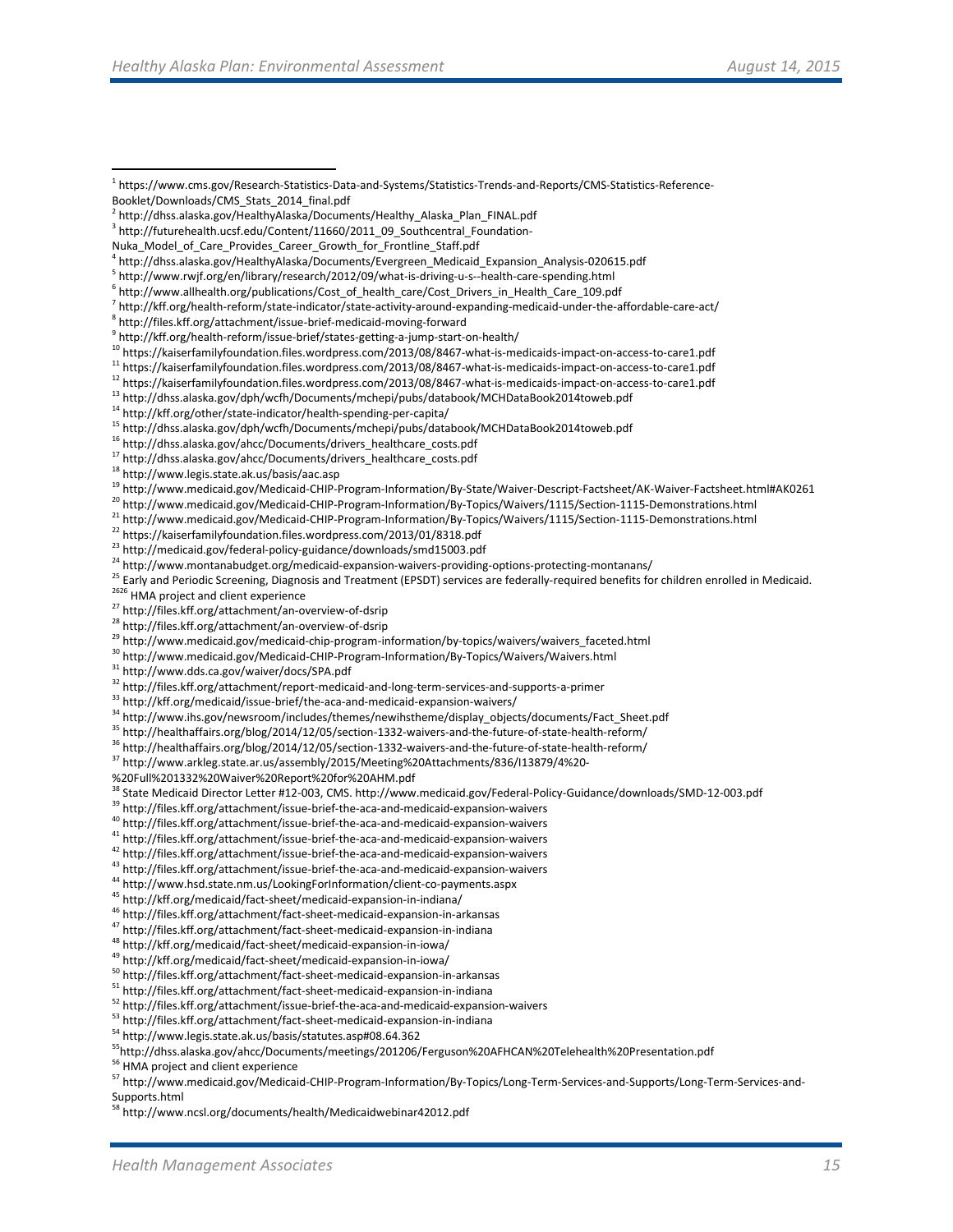[1] https://www.cms.gov/Research-Statistics-Data-and-Systems/Statistics-Trends-and-Reports/CMS-Statistics-Reference-Booklet/Downloads/CMS_Stats_2014_final.pdf

[2] http://dhss.alaska.gov/HealthyAlaska/Documents/Healthy_Alaska_Plan_FINAL.pdf

[3] http://futurehealth.ucsf.edu/Content/11660/2011_09_Southcentral_Foundation-Nuka_Model_of_Care_Provides_Career_Growth_for_Frontline_Staff.pdf

[4] http://dhss.alaska.gov/HealthyAlaska/Documents/Evergreen_Medicaid_Expansion_Analysis-020615.pdf

[5] http://www.rwjf.org/en/library/research/2012/09/what-is-driving-u-s--health-care-spending.html

[6] http://www.allhealth.org/publications/Cost_of_health_care/Cost_Drivers_in_Health_Care_109.pdf

[7] http://kff.org/health-reform/state-indicator/state-activity-around-expanding-medicaid-under-the-affordable-care-act/

[8] http://files.kff.org/attachment/issue-brief-medicaid-moving-forward

[9] http://kff.org/health-reform/issue-brief/states-getting-a-jump-start-on-health/

[10] https://kaiserfamilyfoundation.files.wordpress.com/2013/08/8467-what-is-medicaids-impact-on-access-to-care1.pdf

[11] https://kaiserfamilyfoundation.files.wordpress.com/2013/08/8467-what-is-medicaids-impact-on-access-to-care1.pdf

[12] https://kaiserfamilyfoundation.files.wordpress.com/2013/08/8467-what-is-medicaids-impact-on-access-to-care1.pdf

[13] http://dhss.alaska.gov/dph/wcfh/Documents/mchepi/pubs/databook/MCHDataBook2014toweb.pdf

[14] http://kff.org/other/state-indicator/health-spending-per-capita/

[15] http://dhss.alaska.gov/dph/wcfh/Documents/mchepi/pubs/databook/MCHDataBook2014toweb.pdf

[16] http://dhss.alaska.gov/ahcc/Documents/drivers_healthcare_costs.pdf

[17] http://dhss.alaska.gov/ahcc/Documents/drivers_healthcare_costs.pdf

[18] http://www.legis.state.ak.us/basis/aac.asp

[19] http://www.medicaid.gov/Medicaid-CHIP-Program-Information/By-State/Waiver-Descript-Factsheet/AK-Waiver-Factsheet.html#AK0261

[20] http://www.medicaid.gov/Medicaid-CHIP-Program-Information/By-Topics/Waivers/1115/Section-1115-Demonstrations.html

[21] http://www.medicaid.gov/Medicaid-CHIP-Program-Information/By-Topics/Waivers/1115/Section-1115-Demonstrations.html

[22] https://kaiserfamilyfoundation.files.wordpress.com/2013/01/8318.pdf

[23] http://medicaid.gov/federal-policy-guidance/downloads/smd15003.pdf

[24] http://www.montanabudget.org/medicaid-expansion-waivers-providing-options-protecting-montanans/

[25] Early and Periodic Screening, Diagnosis and Treatment (EPSDT) services are federally-required benefits for children enrolled in Medicaid.

[2626] HMA project and client experience

[27] http://files.kff.org/attachment/an-overview-of-dsrip

[28] http://files.kff.org/attachment/an-overview-of-dsrip

[29] http://www.medicaid.gov/medicaid-chip-program-information/by-topics/waivers/waivers_faceted.html

[30] http://www.medicaid.gov/Medicaid-CHIP-Program-Information/By-Topics/Waivers/Waivers.html

[31] http://www.dds.ca.gov/waiver/docs/SPA.pdf

[32] http://files.kff.org/attachment/report-medicaid-and-long-term-services-and-supports-a-primer

[33] http://kff.org/medicaid/issue-brief/the-aca-and-medicaid-expansion-waivers/

[34] http://www.ihs.gov/newsroom/includes/themes/newihstheme/display_objects/documents/Fact_Sheet.pdf

[35] http://healthaffairs.org/blog/2014/12/05/section-1332-waivers-and-the-future-of-state-health-reform/

[36] http://healthaffairs.org/blog/2014/12/05/section-1332-waivers-and-the-future-of-state-health-reform/

[37] http://www.arkleg.state.ar.us/assembly/2015/Meeting%20Attachments/836/I13879/4%20-%20Full%201332%20Waiver%20Report%20for%20AHM.pdf

[38] State Medicaid Director Letter #12-003, CMS. http://www.medicaid.gov/Federal-Policy-Guidance/downloads/SMD-12-003.pdf

[39] http://files.kff.org/attachment/issue-brief-the-aca-and-medicaid-expansion-waivers

[40] http://files.kff.org/attachment/issue-brief-the-aca-and-medicaid-expansion-waivers

[41] http://files.kff.org/attachment/issue-brief-the-aca-and-medicaid-expansion-waivers

[42] http://files.kff.org/attachment/issue-brief-the-aca-and-medicaid-expansion-waivers

[43] http://files.kff.org/attachment/issue-brief-the-aca-and-medicaid-expansion-waivers

[44] http://www.hsd.state.nm.us/LookingForInformation/client-co-payments.aspx

[45] http://kff.org/medicaid/fact-sheet/medicaid-expansion-in-indiana/

[46] http://files.kff.org/attachment/fact-sheet-medicaid-expansion-in-arkansas

[47] http://files.kff.org/attachment/fact-sheet-medicaid-expansion-in-indiana

[48] http://kff.org/medicaid/fact-sheet/medicaid-expansion-in-iowa/

[49] http://kff.org/medicaid/fact-sheet/medicaid-expansion-in-iowa/

[50] http://files.kff.org/attachment/fact-sheet-medicaid-expansion-in-arkansas

[51] http://files.kff.org/attachment/fact-sheet-medicaid-expansion-in-indiana

[52] http://files.kff.org/attachment/issue-brief-the-aca-and-medicaid-expansion-waivers

[53] http://files.kff.org/attachment/fact-sheet-medicaid-expansion-in-indiana

[54] http://www.legis.state.ak.us/basis/statutes.asp#08.64.362

[55] http://dhss.alaska.gov/ahcc/Documents/meetings/201206/Ferguson%20AFHCAN%20Telehealth%20Presentation.pdf

[56] HMA project and client experience

[57] http://www.medicaid.gov/Medicaid-CHIP-Program-Information/By-Topics/Long-Term-Services-and-Supports/Long-Term-Services-and-Supports.html

[58] http://www.ncsl.org/documents/health/Medicaidwebinar42012.pdf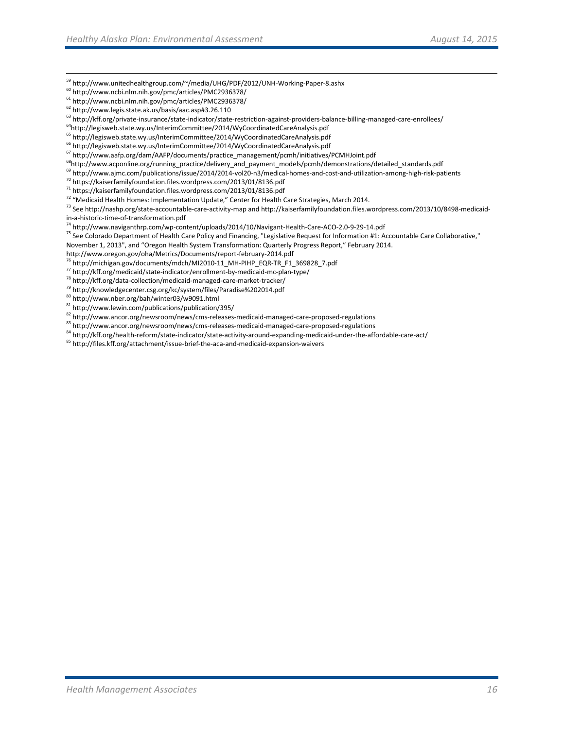[59] http://www.unitedhealthgroup.com/~/media/UHG/PDF/2012/UNH-Working-Paper-8.ashx

[60] http://www.ncbi.nlm.nih.gov/pmc/articles/PMC2936378/

[61] http://www.ncbi.nlm.nih.gov/pmc/articles/PMC2936378/

[62] http://www.legis.state.ak.us/basis/aac.asp#3.26.110

[63] http://kff.org/private-insurance/state-indicator/state-restriction-against-providers-balance-billing-managed-care-enrollees/

[64] http://legisweb.state.wy.us/InterimCommittee/2014/WyCoordinatedCareAnalysis.pdf

[65] http://legisweb.state.wy.us/InterimCommittee/2014/WyCoordinatedCareAnalysis.pdf

[66] http://legisweb.state.wy.us/InterimCommittee/2014/WyCoordinatedCareAnalysis.pdf

[67] http://www.aafp.org/dam/AAFP/documents/practice_management/pcmh/initiatives/PCMHJoint.pdf

[68] http://www.acponline.org/running_practice/delivery_and_payment_models/pcmh/demonstrations/detailed_standards.pdf

[69] http://www.ajmc.com/publications/issue/2014/2014-vol20-n3/medical-homes-and-cost-and-utilization-among-high-risk-patients

[70] https://kaiserfamilyfoundation.files.wordpress.com/2013/01/8136.pdf

[71] https://kaiserfamilyfoundation.files.wordpress.com/2013/01/8136.pdf

[72] "Medicaid Health Homes: Implementation Update," Center for Health Care Strategies, March 2014.

[73] See http://nashp.org/state-accountable-care-activity-map and http://kaiserfamilyfoundation.files.wordpress.com/2013/10/8498-medicaid-in-a-historic-time-of-transformation.pdf

[74] http://www.naviganthrp.com/wp-content/uploads/2014/10/Navigant-Health-Care-ACO-2.0-9-29-14.pdf

[75] See Colorado Department of Health Care Policy and Financing, "Legislative Request for Information #1: Accountable Care Collaborative," November 1, 2013", and "Oregon Health System Transformation: Quarterly Progress Report," February 2014. http://www.oregon.gov/oha/Metrics/Documents/report-february-2014.pdf

[76] http://michigan.gov/documents/mdch/MI2010-11_MH-PIHP_EQR-TR_F1_369828_7.pdf

[77] http://kff.org/medicaid/state-indicator/enrollment-by-medicaid-mc-plan-type/

[78] http://kff.org/data-collection/medicaid-managed-care-market-tracker/

[79] http://knowledgecenter.csg.org/kc/system/files/Paradise%202014.pdf

[80] http://www.nber.org/bah/winter03/w9091.html

[81] http://www.lewin.com/publications/publication/395/

[82] http://www.ancor.org/newsroom/news/cms-releases-medicaid-managed-care-proposed-regulations

[83] http://www.ancor.org/newsroom/news/cms-releases-medicaid-managed-care-proposed-regulations

[84] http://kff.org/health-reform/state-indicator/state-activity-around-expanding-medicaid-under-the-affordable-care-act/

[85] http://files.kff.org/attachment/issue-brief-the-aca-and-medicaid-expansion-waivers